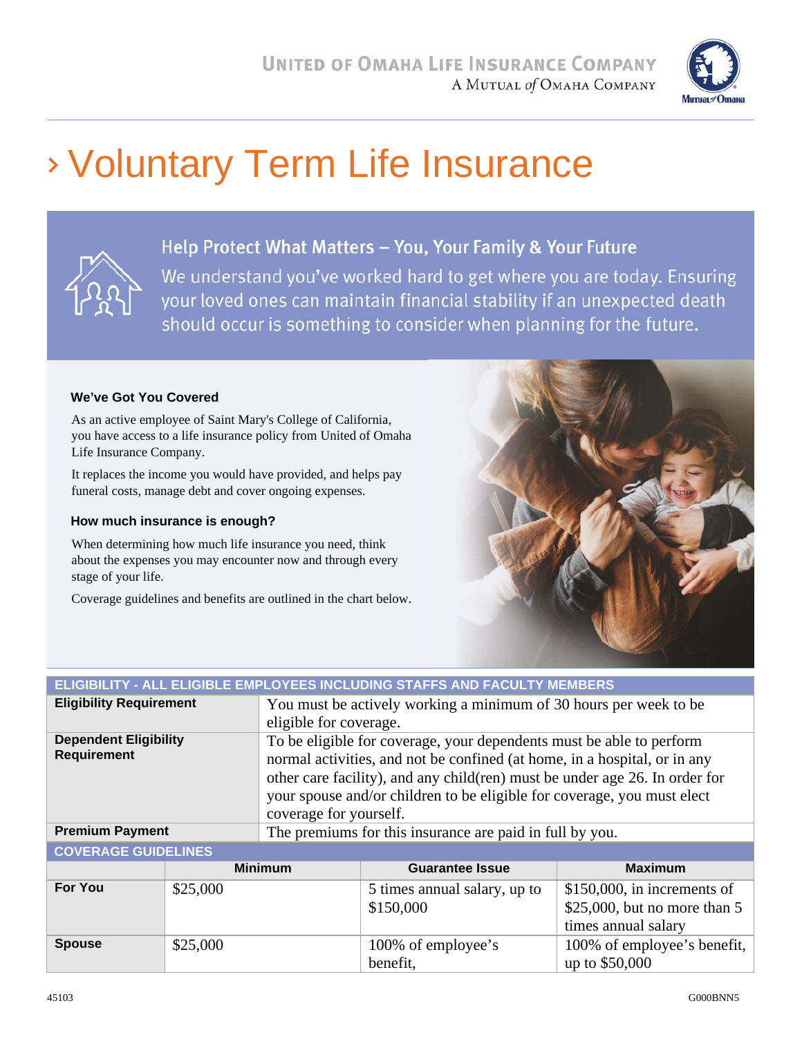UNITED OF OMAHA LIFE INSURANCE COMPANY
A MUTUAL of OMAHA COMPANY

# › Voluntary Term Life Insurance

## Help Protect What Matters – You, Your Family & Your Future

We understand you've worked hard to get where you are today. Ensuring your loved ones can maintain financial stability if an unexpected death should occur is something to consider when planning for the future.

### We've Got You Covered

As an active employee of Saint Mary's College of California, you have access to a life insurance policy from United of Omaha Life Insurance Company.

It replaces the income you would have provided, and helps pay funeral costs, manage debt and cover ongoing expenses.

### How much insurance is enough?

When determining how much life insurance you need, think about the expenses you may encounter now and through every stage of your life.

Coverage guidelines and benefits are outlined in the chart below.

| ELIGIBILITY - ALL ELIGIBLE EMPLOYEES INCLUDING STAFFS AND FACULTY MEMBERS | |
|---|---|
| **Eligibility Requirement** | You must be actively working a minimum of 30 hours per week to be eligible for coverage. |
| **Dependent Eligibility Requirement** | To be eligible for coverage, your dependents must be able to perform normal activities, and not be confined (at home, in a hospital, or in any other care facility), and any child(ren) must be under age 26. In order for your spouse and/or children to be eligible for coverage, you must elect coverage for yourself. |
| **Premium Payment** | The premiums for this insurance are paid in full by you. |

| COVERAGE GUIDELINES | | | |
|---|---|---|---|
| | **Minimum** | **Guarantee Issue** | **Maximum** |
| **For You** | $25,000 | 5 times annual salary, up to $150,000 | $150,000, in increments of $25,000, but no more than 5 times annual salary |
| **Spouse** | $25,000 | 100% of employee's benefit, | 100% of employee's benefit, up to $50,000 |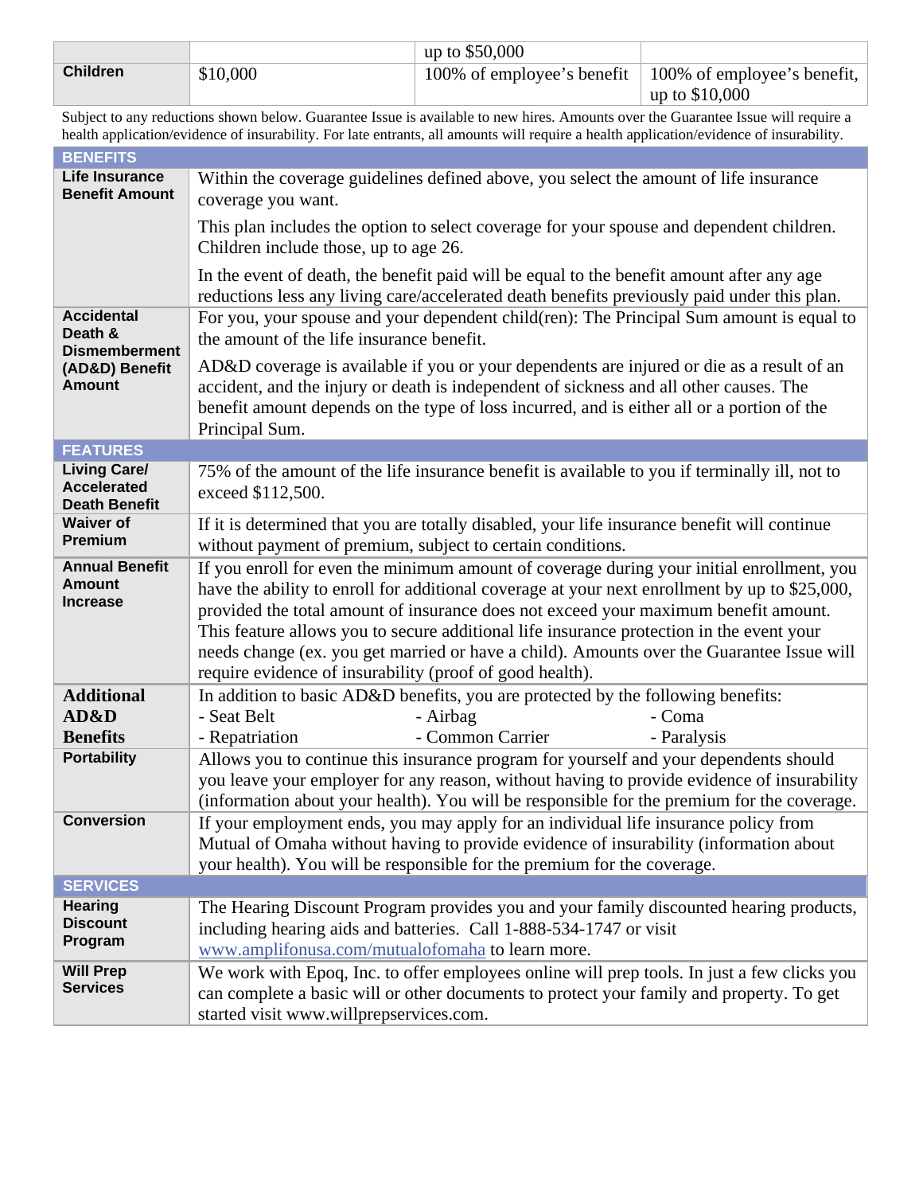| | | up to $50,000 | |
|---|---|---|---|
| **Children** | $10,000 | 100% of employee's benefit | 100% of employee's benefit, up to $10,000 |

Subject to any reductions shown below. Guarantee Issue is available to new hires. Amounts over the Guarantee Issue will require a health application/evidence of insurability. For late entrants, all amounts will require a health application/evidence of insurability.

| **BENEFITS** | |
|---|---|
| **Life Insurance Benefit Amount** | Within the coverage guidelines defined above, you select the amount of life insurance coverage you want.<br><br>This plan includes the option to select coverage for your spouse and dependent children. Children include those, up to age 26.<br><br>In the event of death, the benefit paid will be equal to the benefit amount after any age reductions less any living care/accelerated death benefits previously paid under this plan. |
| **Accidental Death & Dismemberment (AD&D) Benefit Amount** | For you, your spouse and your dependent child(ren): The Principal Sum amount is equal to the amount of the life insurance benefit.<br><br>AD&D coverage is available if you or your dependents are injured or die as a result of an accident, and the injury or death is independent of sickness and all other causes. The benefit amount depends on the type of loss incurred, and is either all or a portion of the Principal Sum. |
| **FEATURES** | |
| **Living Care/ Accelerated Death Benefit** | 75% of the amount of the life insurance benefit is available to you if terminally ill, not to exceed $112,500. |
| **Waiver of Premium** | If it is determined that you are totally disabled, your life insurance benefit will continue without payment of premium, subject to certain conditions. |
| **Annual Benefit Amount Increase** | If you enroll for even the minimum amount of coverage during your initial enrollment, you have the ability to enroll for additional coverage at your next enrollment by up to $25,000, provided the total amount of insurance does not exceed your maximum benefit amount. This feature allows you to secure additional life insurance protection in the event your needs change (ex. you get married or have a child). Amounts over the Guarantee Issue will require evidence of insurability (proof of good health). |
| **Additional AD&D Benefits** | In addition to basic AD&D benefits, you are protected by the following benefits:<br>- Seat Belt - Airbag - Coma<br>- Repatriation - Common Carrier - Paralysis |
| **Portability** | Allows you to continue this insurance program for yourself and your dependents should you leave your employer for any reason, without having to provide evidence of insurability (information about your health). You will be responsible for the premium for the coverage. |
| **Conversion** | If your employment ends, you may apply for an individual life insurance policy from Mutual of Omaha without having to provide evidence of insurability (information about your health). You will be responsible for the premium for the coverage. |
| **SERVICES** | |
| **Hearing Discount Program** | The Hearing Discount Program provides you and your family discounted hearing products, including hearing aids and batteries. Call 1-888-534-1747 or visit www.amplifonusa.com/mutualofomaha to learn more. |
| **Will Prep Services** | We work with Epoq, Inc. to offer employees online will prep tools. In just a few clicks you can complete a basic will or other documents to protect your family and property. To get started visit www.willprepservices.com. |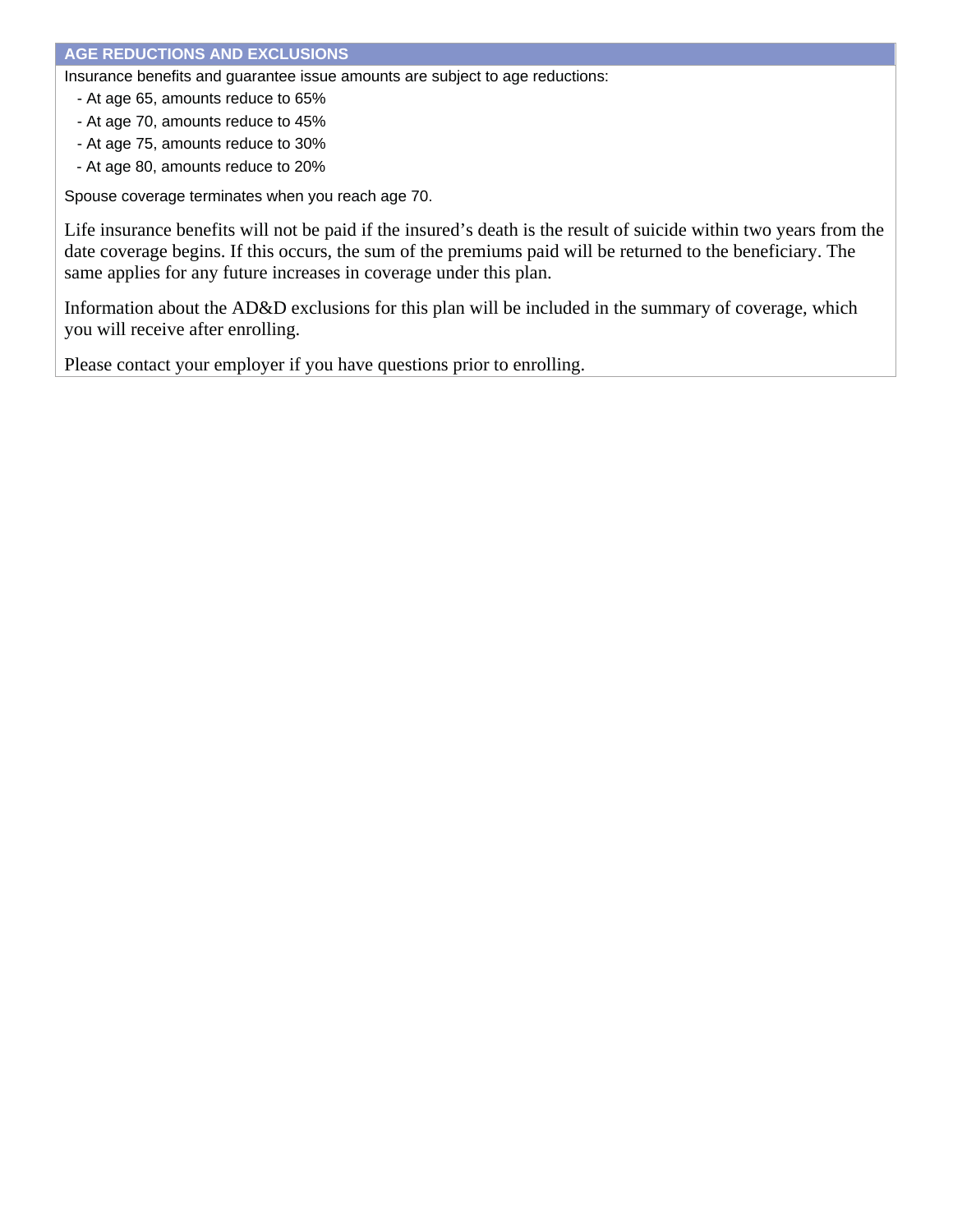## AGE REDUCTIONS AND EXCLUSIONS

Insurance benefits and guarantee issue amounts are subject to age reductions:

- At age 65, amounts reduce to 65%
- At age 70, amounts reduce to 45%
- At age 75, amounts reduce to 30%
- At age 80, amounts reduce to 20%

Spouse coverage terminates when you reach age 70.

Life insurance benefits will not be paid if the insured's death is the result of suicide within two years from the date coverage begins. If this occurs, the sum of the premiums paid will be returned to the beneficiary. The same applies for any future increases in coverage under this plan.

Information about the AD&D exclusions for this plan will be included in the summary of coverage, which you will receive after enrolling.

Please contact your employer if you have questions prior to enrolling.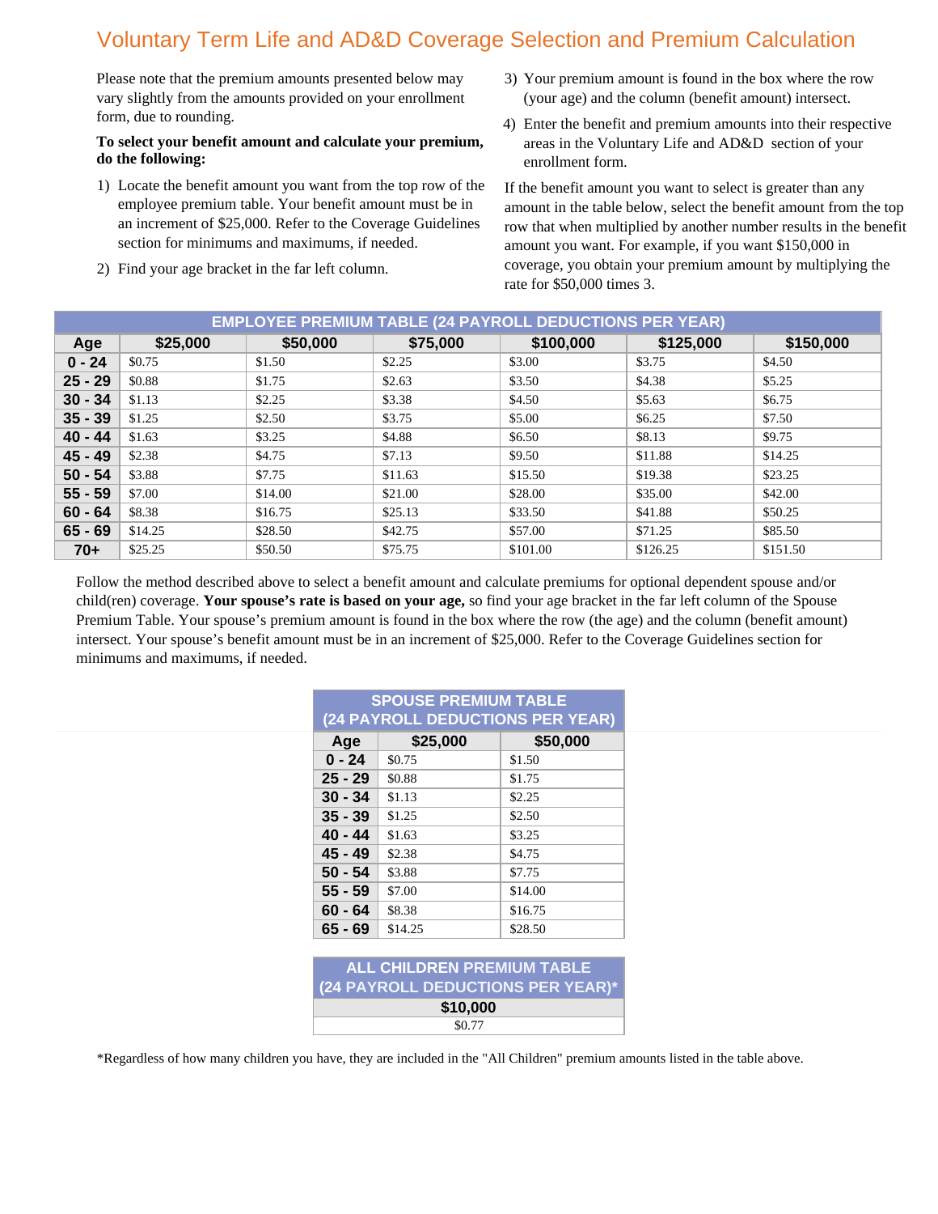# Voluntary Term Life and AD&D Coverage Selection and Premium Calculation

Please note that the premium amounts presented below may vary slightly from the amounts provided on your enrollment form, due to rounding.

**To select your benefit amount and calculate your premium, do the following:**

1) Locate the benefit amount you want from the top row of the employee premium table. Your benefit amount must be in an increment of $25,000. Refer to the Coverage Guidelines section for minimums and maximums, if needed.
2) Find your age bracket in the far left column.
3) Your premium amount is found in the box where the row (your age) and the column (benefit amount) intersect.
4) Enter the benefit and premium amounts into their respective areas in the Voluntary Life and AD&D section of your enrollment form.

If the benefit amount you want to select is greater than any amount in the table below, select the benefit amount from the top row that when multiplied by another number results in the benefit amount you want. For example, if you want $150,000 in coverage, you obtain your premium amount by multiplying the rate for $50,000 times 3.

**EMPLOYEE PREMIUM TABLE (24 PAYROLL DEDUCTIONS PER YEAR)**

| Age | $25,000 | $50,000 | $75,000 | $100,000 | $125,000 | $150,000 |
|---|---|---|---|---|---|---|
| 0 - 24 | $0.75 | $1.50 | $2.25 | $3.00 | $3.75 | $4.50 |
| 25 - 29 | $0.88 | $1.75 | $2.63 | $3.50 | $4.38 | $5.25 |
| 30 - 34 | $1.13 | $2.25 | $3.38 | $4.50 | $5.63 | $6.75 |
| 35 - 39 | $1.25 | $2.50 | $3.75 | $5.00 | $6.25 | $7.50 |
| 40 - 44 | $1.63 | $3.25 | $4.88 | $6.50 | $8.13 | $9.75 |
| 45 - 49 | $2.38 | $4.75 | $7.13 | $9.50 | $11.88 | $14.25 |
| 50 - 54 | $3.88 | $7.75 | $11.63 | $15.50 | $19.38 | $23.25 |
| 55 - 59 | $7.00 | $14.00 | $21.00 | $28.00 | $35.00 | $42.00 |
| 60 - 64 | $8.38 | $16.75 | $25.13 | $33.50 | $41.88 | $50.25 |
| 65 - 69 | $14.25 | $28.50 | $42.75 | $57.00 | $71.25 | $85.50 |
| 70+ | $25.25 | $50.50 | $75.75 | $101.00 | $126.25 | $151.50 |

Follow the method described above to select a benefit amount and calculate premiums for optional dependent spouse and/or child(ren) coverage. **Your spouse's rate is based on your age,** so find your age bracket in the far left column of the Spouse Premium Table. Your spouse's premium amount is found in the box where the row (the age) and the column (benefit amount) intersect. Your spouse's benefit amount must be in an increment of $25,000. Refer to the Coverage Guidelines section for minimums and maximums, if needed.

**SPOUSE PREMIUM TABLE (24 PAYROLL DEDUCTIONS PER YEAR)**

| Age | $25,000 | $50,000 |
|---|---|---|
| 0 - 24 | $0.75 | $1.50 |
| 25 - 29 | $0.88 | $1.75 |
| 30 - 34 | $1.13 | $2.25 |
| 35 - 39 | $1.25 | $2.50 |
| 40 - 44 | $1.63 | $3.25 |
| 45 - 49 | $2.38 | $4.75 |
| 50 - 54 | $3.88 | $7.75 |
| 55 - 59 | $7.00 | $14.00 |
| 60 - 64 | $8.38 | $16.75 |
| 65 - 69 | $14.25 | $28.50 |

**ALL CHILDREN PREMIUM TABLE (24 PAYROLL DEDUCTIONS PER YEAR)***

| $10,000 |
|---|
| $0.77 |

*Regardless of how many children you have, they are included in the "All Children" premium amounts listed in the table above.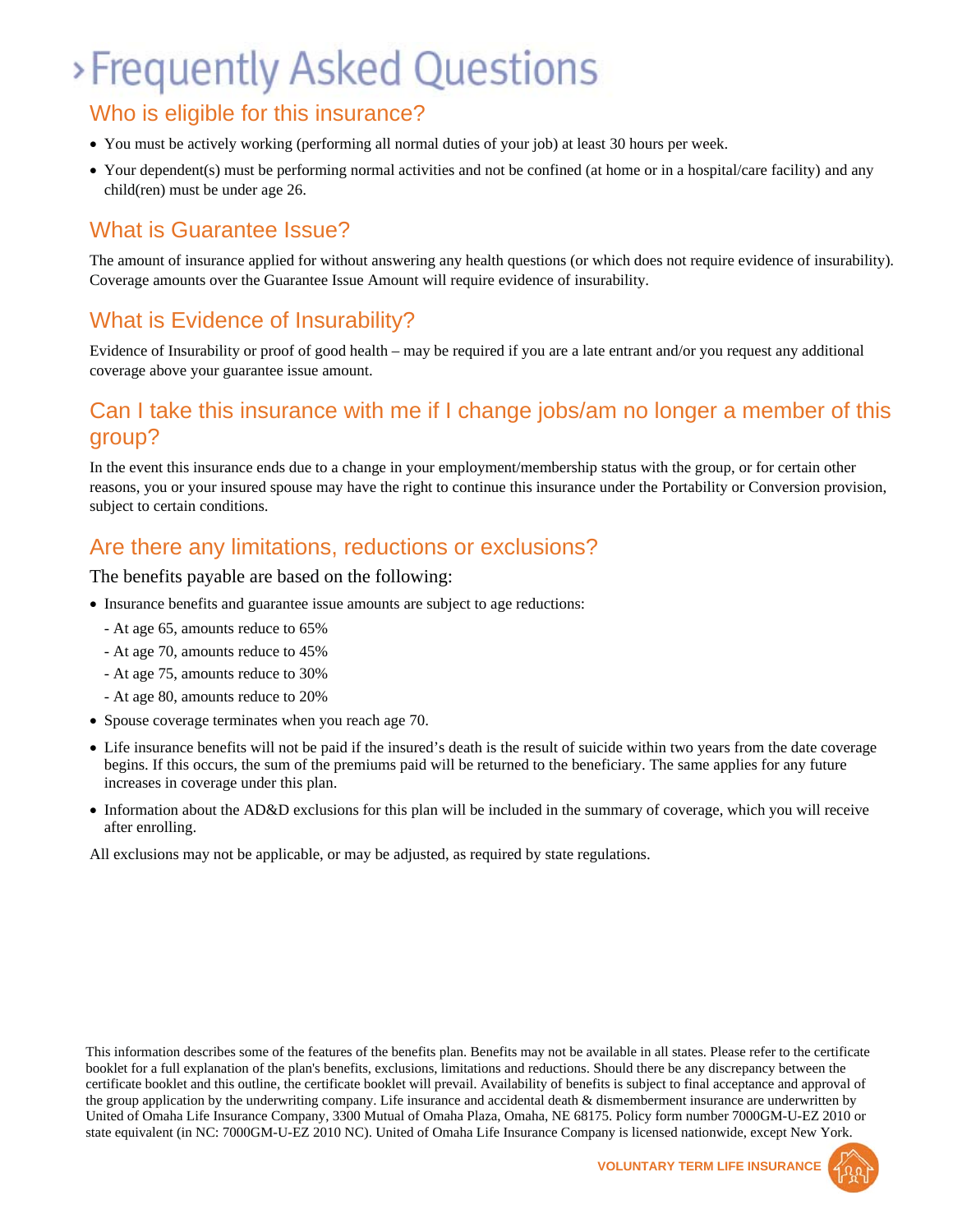# › Frequently Asked Questions

## Who is eligible for this insurance?

- You must be actively working (performing all normal duties of your job) at least 30 hours per week.
- Your dependent(s) must be performing normal activities and not be confined (at home or in a hospital/care facility) and any child(ren) must be under age 26.

## What is Guarantee Issue?

The amount of insurance applied for without answering any health questions (or which does not require evidence of insurability). Coverage amounts over the Guarantee Issue Amount will require evidence of insurability.

## What is Evidence of Insurability?

Evidence of Insurability or proof of good health – may be required if you are a late entrant and/or you request any additional coverage above your guarantee issue amount.

## Can I take this insurance with me if I change jobs/am no longer a member of this group?

In the event this insurance ends due to a change in your employment/membership status with the group, or for certain other reasons, you or your insured spouse may have the right to continue this insurance under the Portability or Conversion provision, subject to certain conditions.

## Are there any limitations, reductions or exclusions?

The benefits payable are based on the following:

- Insurance benefits and guarantee issue amounts are subject to age reductions:
  - At age 65, amounts reduce to 65%
  - At age 70, amounts reduce to 45%
  - At age 75, amounts reduce to 30%
  - At age 80, amounts reduce to 20%
- Spouse coverage terminates when you reach age 70.
- Life insurance benefits will not be paid if the insured's death is the result of suicide within two years from the date coverage begins. If this occurs, the sum of the premiums paid will be returned to the beneficiary. The same applies for any future increases in coverage under this plan.
- Information about the AD&D exclusions for this plan will be included in the summary of coverage, which you will receive after enrolling.

All exclusions may not be applicable, or may be adjusted, as required by state regulations.

This information describes some of the features of the benefits plan. Benefits may not be available in all states. Please refer to the certificate booklet for a full explanation of the plan's benefits, exclusions, limitations and reductions. Should there be any discrepancy between the certificate booklet and this outline, the certificate booklet will prevail. Availability of benefits is subject to final acceptance and approval of the group application by the underwriting company. Life insurance and accidental death & dismemberment insurance are underwritten by United of Omaha Life Insurance Company, 3300 Mutual of Omaha Plaza, Omaha, NE 68175. Policy form number 7000GM-U-EZ 2010 or state equivalent (in NC: 7000GM-U-EZ 2010 NC). United of Omaha Life Insurance Company is licensed nationwide, except New York.